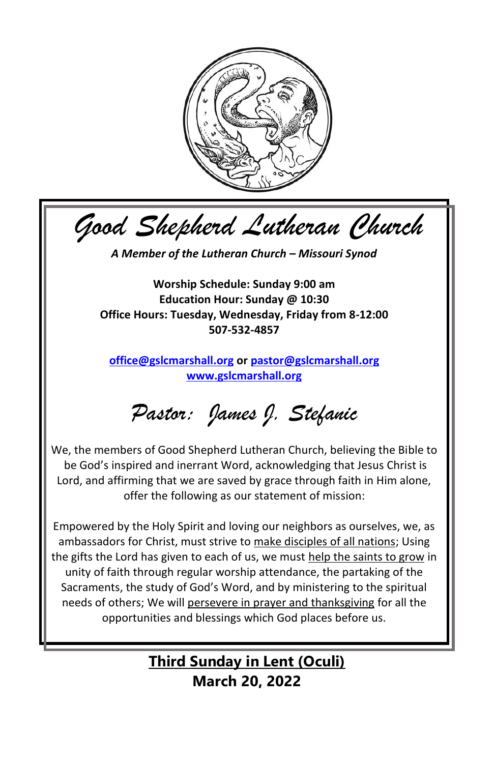# Good Shepherd Lutheran Church

***A Member of the Lutheran Church – Missouri Synod***

**Worship Schedule: Sunday 9:00 am**
**Education Hour: Sunday @ 10:30**
**Office Hours: Tuesday, Wednesday, Friday from 8-12:00**
**507-532-4857**

**office@gslcmarshall.org or pastor@gslcmarshall.org**
**www.gslcmarshall.org**

## *Pastor: James J. Stefanic*

We, the members of Good Shepherd Lutheran Church, believing the Bible to be God's inspired and inerrant Word, acknowledging that Jesus Christ is Lord, and affirming that we are saved by grace through faith in Him alone, offer the following as our statement of mission:

Empowered by the Holy Spirit and loving our neighbors as ourselves, we, as ambassadors for Christ, must strive to make disciples of all nations; Using the gifts the Lord has given to each of us, we must help the saints to grow in unity of faith through regular worship attendance, the partaking of the Sacraments, the study of God's Word, and by ministering to the spiritual needs of others; We will persevere in prayer and thanksgiving for all the opportunities and blessings which God places before us.

## Third Sunday in Lent (Oculi)

**March 20, 2022**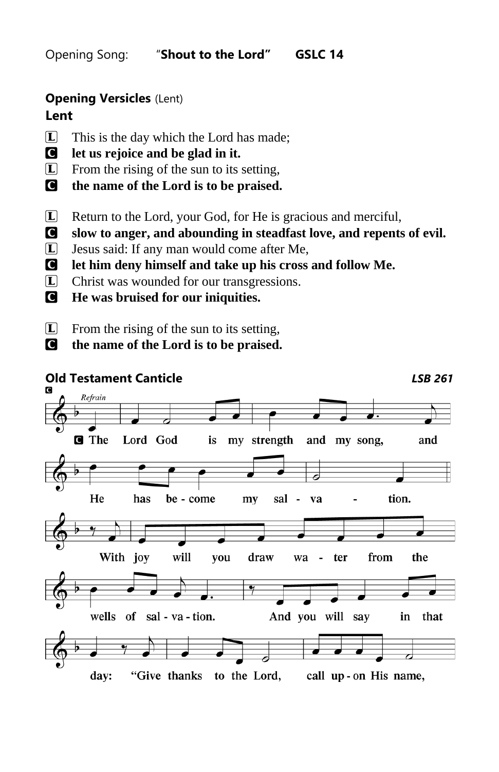Opening Song: “**Shout to the Lord**” **GSLC 14**

**Opening Versicles** (Lent)

**Lent**

L This is the day which the Lord has made;
C **let us rejoice and be glad in it.**
L From the rising of the sun to its setting,
C **the name of the Lord is to be praised.**

L Return to the Lord, your God, for He is gracious and merciful,
C **slow to anger, and abounding in steadfast love, and repents of evil.**
L Jesus said: If any man would come after Me,
C **let him deny himself and take up his cross and follow Me.**
L Christ was wounded for our transgressions.
C **He was bruised for our iniquities.**

L From the rising of the sun to its setting,
C **the name of the Lord is to be praised.**

**Old Testament Canticle** ***LSB 261***

C *Refrain*

**C The Lord God is my strength and my song, and He has become my salvation.**

**With joy will you draw water from the wells of salvation. And you will say in that day: “Give thanks to the Lord, call upon His name,**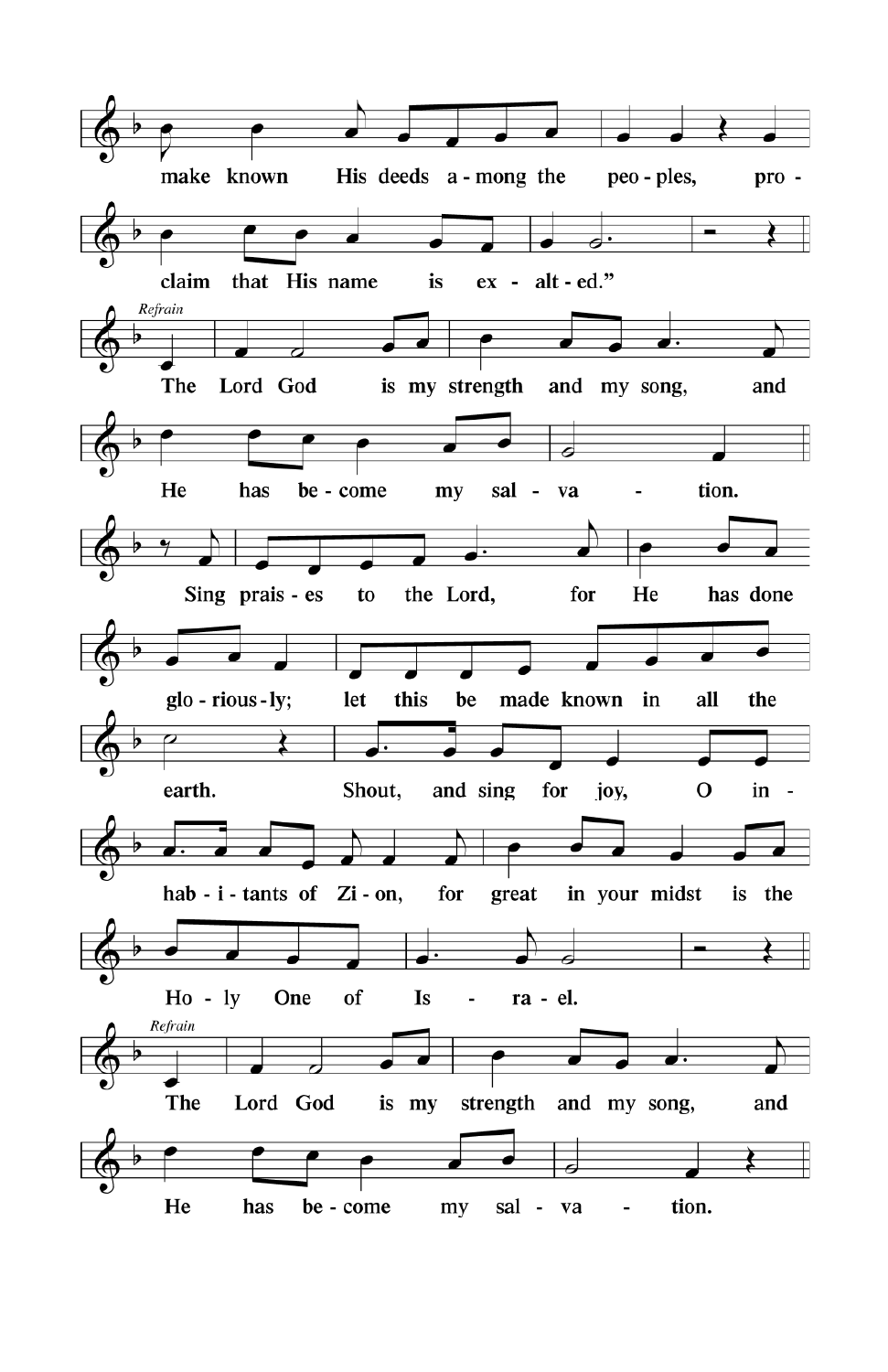make known His deeds a-mong the peo-ples, pro-

claim that His name is ex-alt-ed."

*Refrain*

The Lord God is my strength and my song, and

He has be-come my sal-va-tion.

Sing prais-es to the Lord, for He has done

glo-rious-ly; let this be made known in all the

earth. Shout, and sing for joy, O in-

hab-i-tants of Zi-on, for great in your midst is the

Ho-ly One of Is-ra-el.

*Refrain*

The Lord God is my strength and my song, and

He has be-come my sal-va-tion.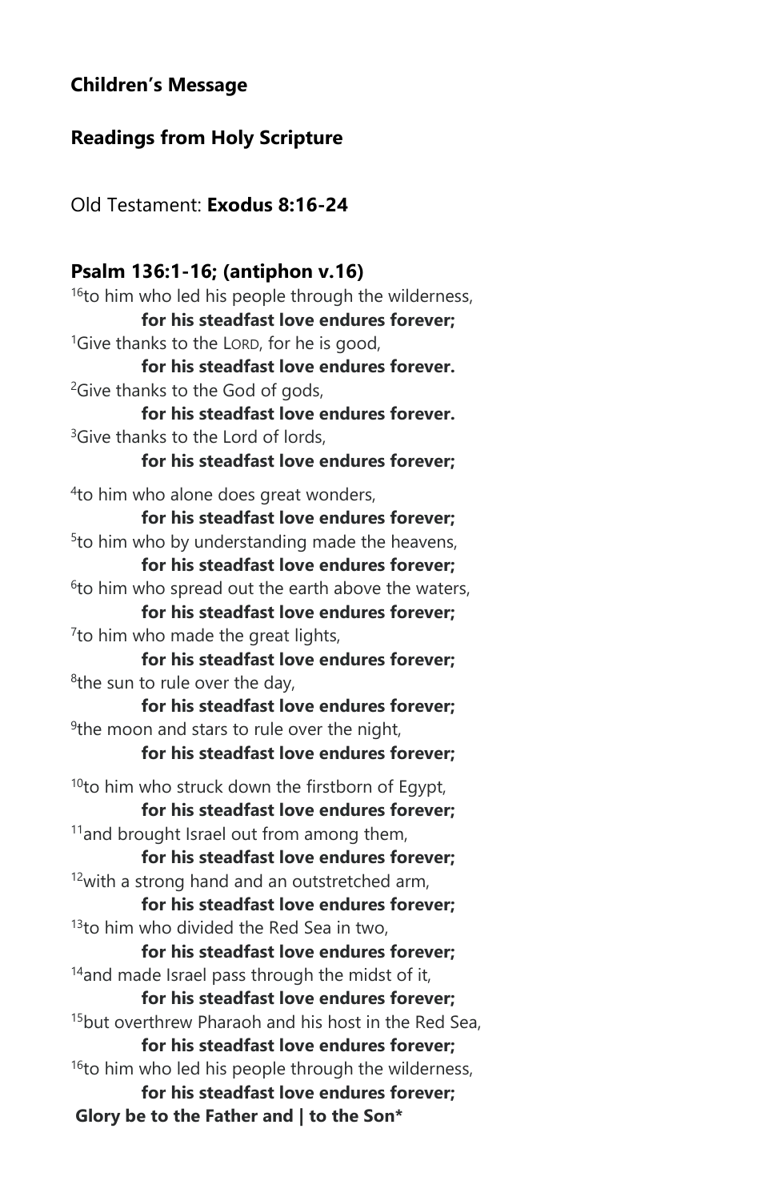**Children's Message**

**Readings from Holy Scripture**

Old Testament: **Exodus 8:16-24**

**Psalm 136:1-16; (antiphon v.16)**

[16]to him who led his people through the wilderness,
**for his steadfast love endures forever;**
[1]Give thanks to the LORD, for he is good,
**for his steadfast love endures forever.**
[2]Give thanks to the God of gods,
**for his steadfast love endures forever.**
[3]Give thanks to the Lord of lords,
**for his steadfast love endures forever;**

[4]to him who alone does great wonders,
**for his steadfast love endures forever;**
[5]to him who by understanding made the heavens,
**for his steadfast love endures forever;**
[6]to him who spread out the earth above the waters,
**for his steadfast love endures forever;**
[7]to him who made the great lights,
**for his steadfast love endures forever;**
[8]the sun to rule over the day,
**for his steadfast love endures forever;**
[9]the moon and stars to rule over the night,
**for his steadfast love endures forever;**

[10]to him who struck down the firstborn of Egypt,
**for his steadfast love endures forever;**
[11]and brought Israel out from among them,
**for his steadfast love endures forever;**
[12]with a strong hand and an outstretched arm,
**for his steadfast love endures forever;**
[13]to him who divided the Red Sea in two,
**for his steadfast love endures forever;**
[14]and made Israel pass through the midst of it,
**for his steadfast love endures forever;**
[15]but overthrew Pharaoh and his host in the Red Sea,
**for his steadfast love endures forever;**
[16]to him who led his people through the wilderness,
**for his steadfast love endures forever;**
**Glory be to the Father and | to the Son***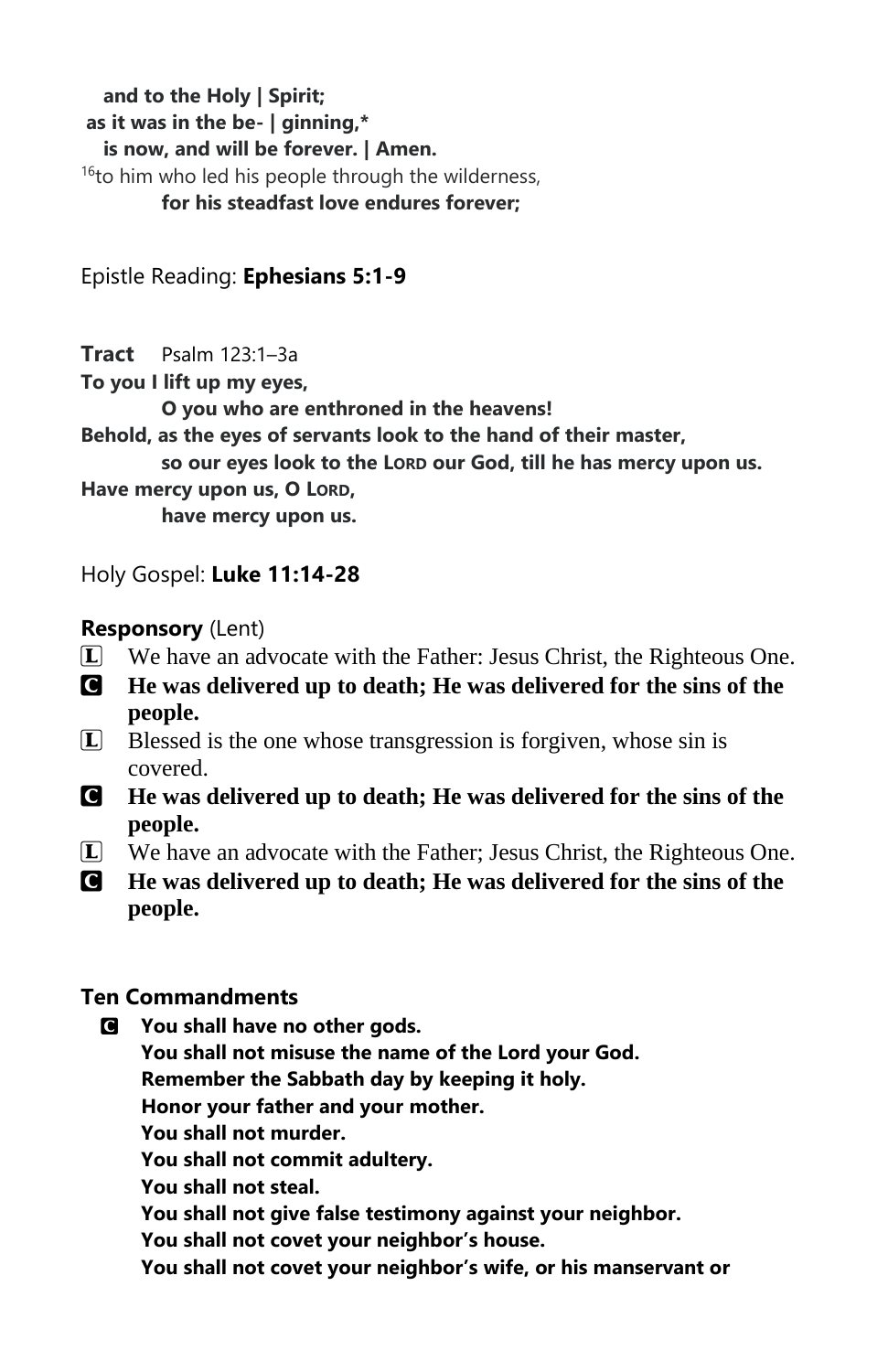**and to the Holy | Spirit;**
**as it was in the be- | ginning,***
**is now, and will be forever. | Amen.**

[16]to him who led his people through the wilderness,
**for his steadfast love endures forever;**

Epistle Reading: **Ephesians 5:1-9**

**Tract** Psalm 123:1–3a

**To you I lift up my eyes,**
**O you who are enthroned in the heavens!**
**Behold, as the eyes of servants look to the hand of their master,**
**so our eyes look to the LORD our God, till he has mercy upon us.**
**Have mercy upon us, O LORD,**
**have mercy upon us.**

Holy Gospel: **Luke 11:14-28**

**Responsory** (Lent)

L We have an advocate with the Father: Jesus Christ, the Righteous One.

**C He was delivered up to death; He was delivered for the sins of the people.**

L Blessed is the one whose transgression is forgiven, whose sin is covered.

**C He was delivered up to death; He was delivered for the sins of the people.**

L We have an advocate with the Father; Jesus Christ, the Righteous One.

**C He was delivered up to death; He was delivered for the sins of the people.**

**Ten Commandments**

**C You shall have no other gods.**
**You shall not misuse the name of the Lord your God.**
**Remember the Sabbath day by keeping it holy.**
**Honor your father and your mother.**
**You shall not murder.**
**You shall not commit adultery.**
**You shall not steal.**
**You shall not give false testimony against your neighbor.**
**You shall not covet your neighbor's house.**
**You shall not covet your neighbor's wife, or his manservant or**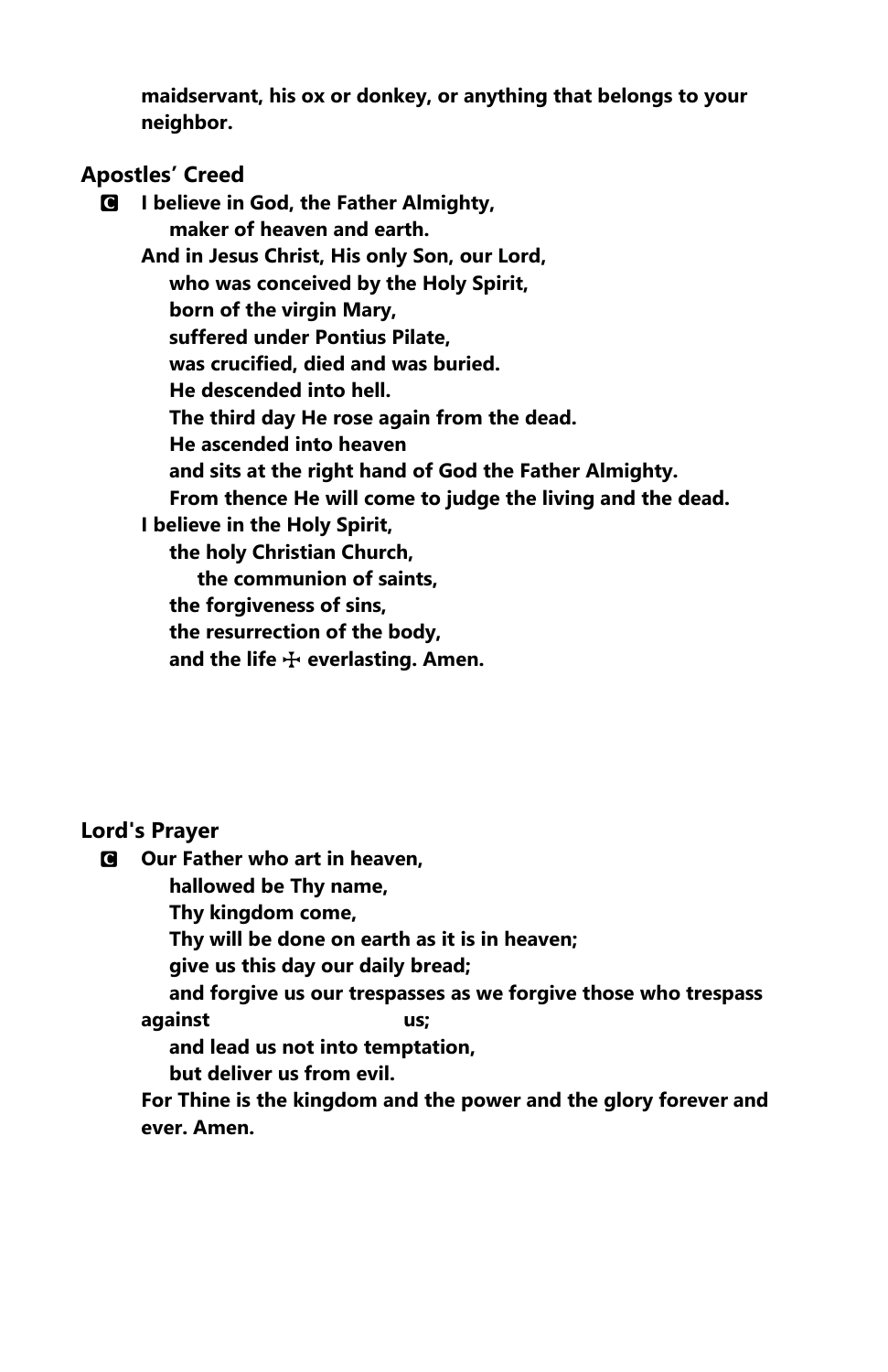**maidservant, his ox or donkey, or anything that belongs to your neighbor.**

## Apostles' Creed

**C** **I believe in God, the Father Almighty,**
**maker of heaven and earth.**
**And in Jesus Christ, His only Son, our Lord,**
**who was conceived by the Holy Spirit,**
**born of the virgin Mary,**
**suffered under Pontius Pilate,**
**was crucified, died and was buried.**
**He descended into hell.**
**The third day He rose again from the dead.**
**He ascended into heaven**
**and sits at the right hand of God the Father Almighty.**
**From thence He will come to judge the living and the dead.**
**I believe in the Holy Spirit,**
**the holy Christian Church,**
**the communion of saints,**
**the forgiveness of sins,**
**the resurrection of the body,**
**and the life ☩ everlasting. Amen.**

## Lord's Prayer

**C** **Our Father who art in heaven,**
**hallowed be Thy name,**
**Thy kingdom come,**
**Thy will be done on earth as it is in heaven;**
**give us this day our daily bread;**
**and forgive us our trespasses as we forgive those who trespass against us;**
**and lead us not into temptation,**
**but deliver us from evil.**
**For Thine is the kingdom and the power and the glory forever and ever. Amen.**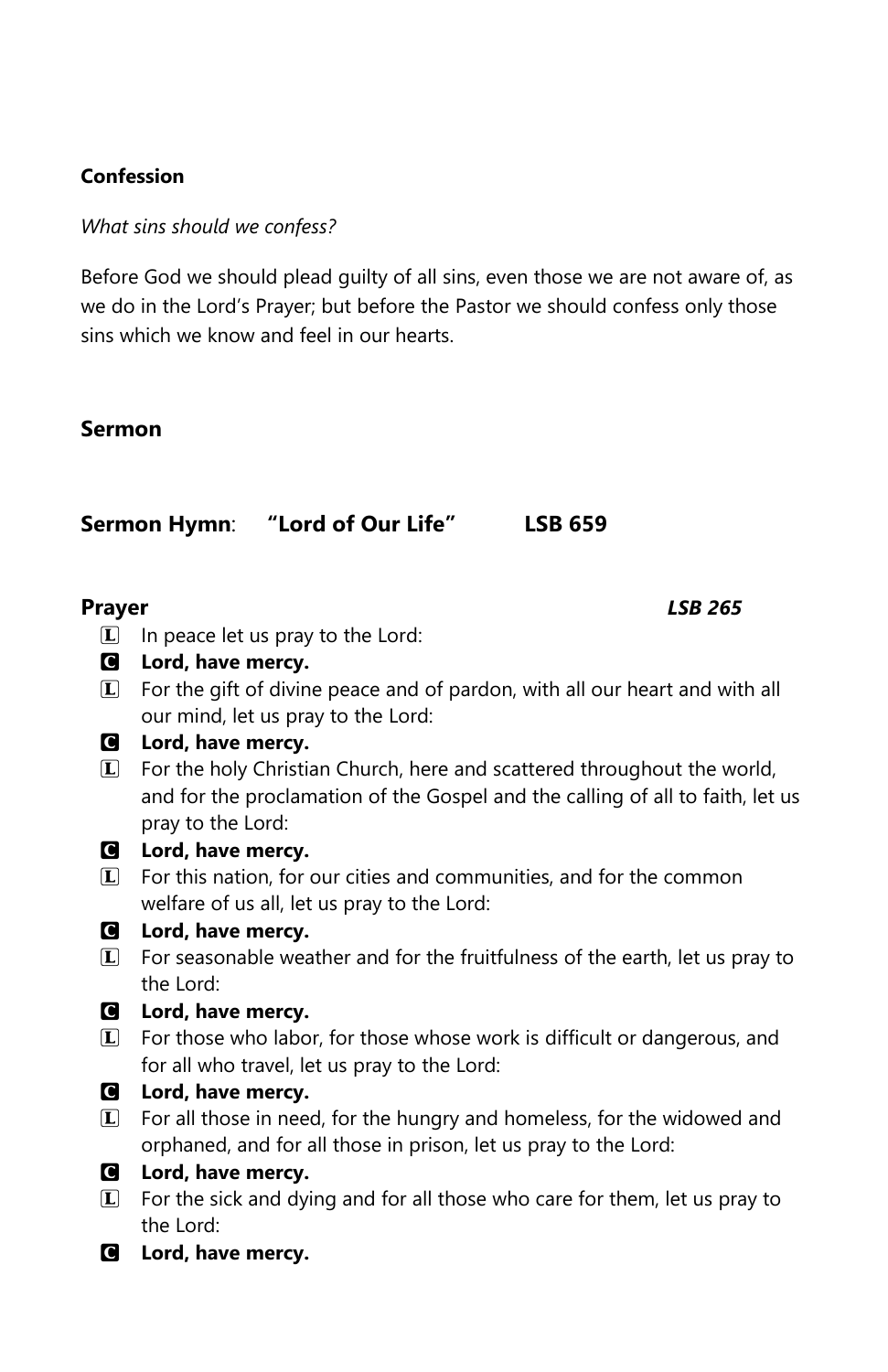**Confession**

*What sins should we confess?*

Before God we should plead guilty of all sins, even those we are not aware of, as we do in the Lord's Prayer; but before the Pastor we should confess only those sins which we know and feel in our hearts.

**Sermon**

**Sermon Hymn**: **"Lord of Our Life"** **LSB 659**

**Prayer** ***LSB 265***

L In peace let us pray to the Lord:

**C Lord, have mercy.**

L For the gift of divine peace and of pardon, with all our heart and with all our mind, let us pray to the Lord:

**C Lord, have mercy.**

L For the holy Christian Church, here and scattered throughout the world, and for the proclamation of the Gospel and the calling of all to faith, let us pray to the Lord:

**C Lord, have mercy.**

L For this nation, for our cities and communities, and for the common welfare of us all, let us pray to the Lord:

**C Lord, have mercy.**

L For seasonable weather and for the fruitfulness of the earth, let us pray to the Lord:

**C Lord, have mercy.**

L For those who labor, for those whose work is difficult or dangerous, and for all who travel, let us pray to the Lord:

**C Lord, have mercy.**

L For all those in need, for the hungry and homeless, for the widowed and orphaned, and for all those in prison, let us pray to the Lord:

**C Lord, have mercy.**

L For the sick and dying and for all those who care for them, let us pray to the Lord:

**C Lord, have mercy.**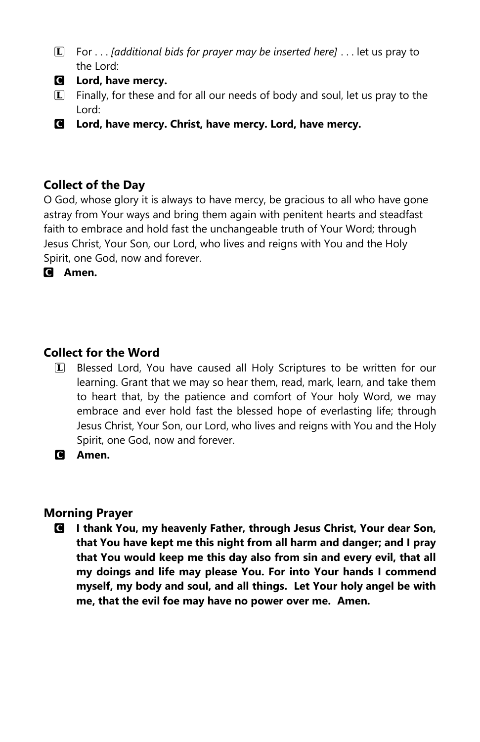L For . . . *[additional bids for prayer may be inserted here]* . . . let us pray to the Lord:

C **Lord, have mercy.**

L Finally, for these and for all our needs of body and soul, let us pray to the Lord:

C **Lord, have mercy. Christ, have mercy. Lord, have mercy.**

### Collect of the Day

O God, whose glory it is always to have mercy, be gracious to all who have gone astray from Your ways and bring them again with penitent hearts and steadfast faith to embrace and hold fast the unchangeable truth of Your Word; through Jesus Christ, Your Son, our Lord, who lives and reigns with You and the Holy Spirit, one God, now and forever.

C **Amen.**

### Collect for the Word

L Blessed Lord, You have caused all Holy Scriptures to be written for our learning. Grant that we may so hear them, read, mark, learn, and take them to heart that, by the patience and comfort of Your holy Word, we may embrace and ever hold fast the blessed hope of everlasting life; through Jesus Christ, Your Son, our Lord, who lives and reigns with You and the Holy Spirit, one God, now and forever.

C **Amen.**

### Morning Prayer

C **I thank You, my heavenly Father, through Jesus Christ, Your dear Son, that You have kept me this night from all harm and danger; and I pray that You would keep me this day also from sin and every evil, that all my doings and life may please You. For into Your hands I commend myself, my body and soul, and all things. Let Your holy angel be with me, that the evil foe may have no power over me. Amen.**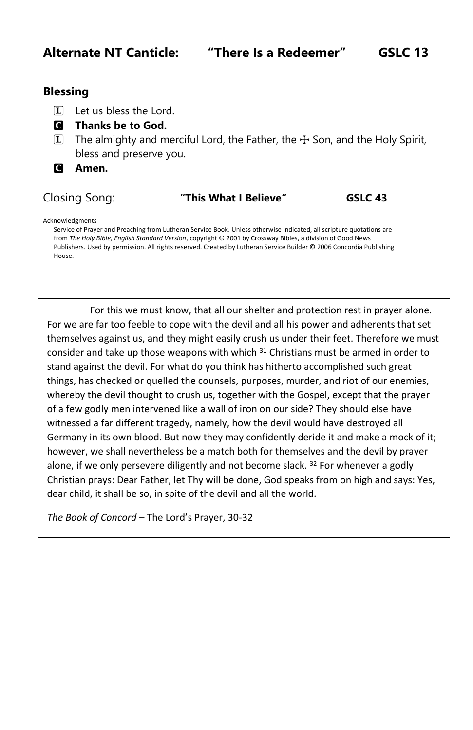## Alternate NT Canticle: "There Is a Redeemer" GSLC 13

## Blessing

L Let us bless the Lord.

**C Thanks be to God.**

L The almighty and merciful Lord, the Father, the ☩ Son, and the Holy Spirit, bless and preserve you.

**C Amen.**

Closing Song: **"This What I Believe"** **GSLC 43**

Acknowledgments

Service of Prayer and Preaching from Lutheran Service Book. Unless otherwise indicated, all scripture quotations are from *The Holy Bible, English Standard Version*, copyright © 2001 by Crossway Bibles, a division of Good News Publishers. Used by permission. All rights reserved. Created by Lutheran Service Builder © 2006 Concordia Publishing House.

For this we must know, that all our shelter and protection rest in prayer alone. For we are far too feeble to cope with the devil and all his power and adherents that set themselves against us, and they might easily crush us under their feet. Therefore we must consider and take up those weapons with which [31] Christians must be armed in order to stand against the devil. For what do you think has hitherto accomplished such great things, has checked or quelled the counsels, purposes, murder, and riot of our enemies, whereby the devil thought to crush us, together with the Gospel, except that the prayer of a few godly men intervened like a wall of iron on our side? They should else have witnessed a far different tragedy, namely, how the devil would have destroyed all Germany in its own blood. But now they may confidently deride it and make a mock of it; however, we shall nevertheless be a match both for themselves and the devil by prayer alone, if we only persevere diligently and not become slack. [32] For whenever a godly Christian prays: Dear Father, let Thy will be done, God speaks from on high and says: Yes, dear child, it shall be so, in spite of the devil and all the world.

*The Book of Concord* – The Lord's Prayer, 30-32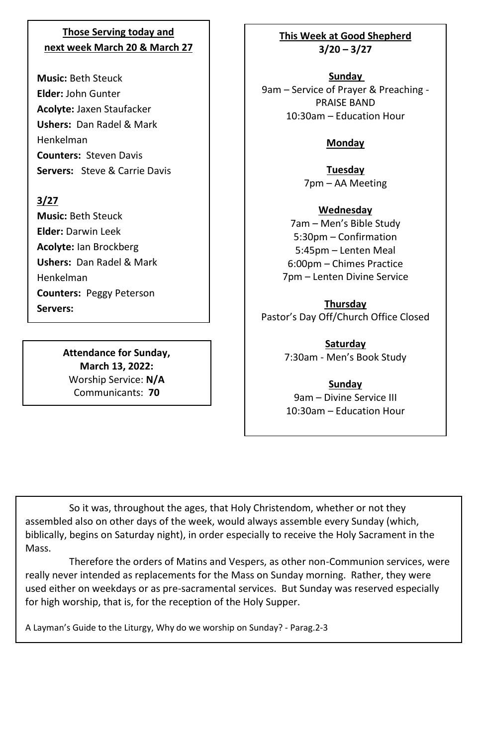**Those Serving today and next week March 20 & March 27**

**Music:** Beth Steuck
**Elder:** John Gunter
**Acolyte:** Jaxen Staufacker
**Ushers:** Dan Radel & Mark Henkelman
**Counters:** Steven Davis
**Servers:** Steve & Carrie Davis

**3/27**

**Music:** Beth Steuck
**Elder:** Darwin Leek
**Acolyte:** Ian Brockberg
**Ushers:** Dan Radel & Mark Henkelman
**Counters:** Peggy Peterson
**Servers:**

**Attendance for Sunday, March 13, 2022:**
Worship Service: **N/A**
Communicants: **70**

**This Week at Good Shepherd**
**3/20 – 3/27**

**Sunday**
9am – Service of Prayer & Preaching - PRAISE BAND
10:30am – Education Hour

**Monday**

**Tuesday**
7pm – AA Meeting

**Wednesday**
7am – Men's Bible Study
5:30pm – Confirmation
5:45pm – Lenten Meal
6:00pm – Chimes Practice
7pm – Lenten Divine Service

**Thursday**
Pastor's Day Off/Church Office Closed

**Saturday**
7:30am - Men's Book Study

**Sunday**
9am – Divine Service III
10:30am – Education Hour

So it was, throughout the ages, that Holy Christendom, whether or not they assembled also on other days of the week, would always assemble every Sunday (which, biblically, begins on Saturday night), in order especially to receive the Holy Sacrament in the Mass.

Therefore the orders of Matins and Vespers, as other non-Communion services, were really never intended as replacements for the Mass on Sunday morning. Rather, they were used either on weekdays or as pre-sacramental services. But Sunday was reserved especially for high worship, that is, for the reception of the Holy Supper.

A Layman's Guide to the Liturgy, Why do we worship on Sunday? - Parag.2-3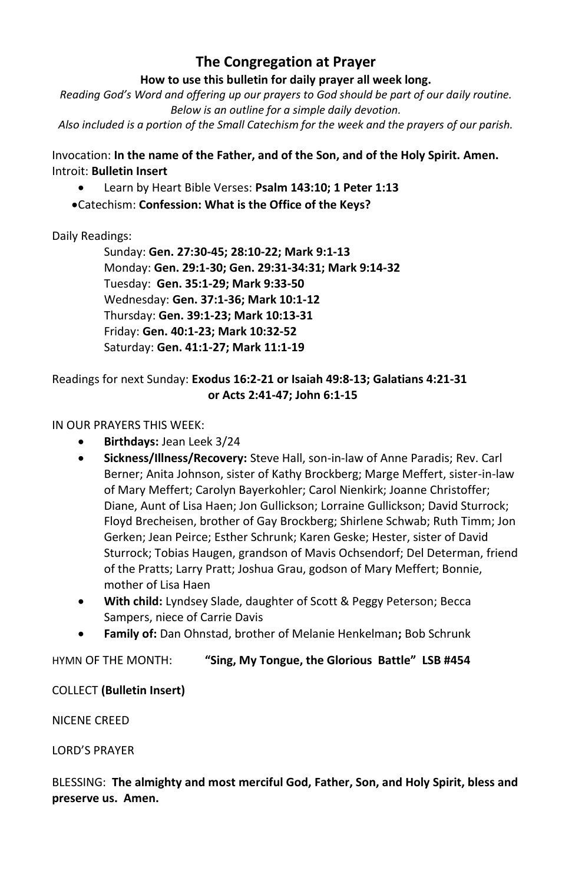## The Congregation at Prayer

**How to use this bulletin for daily prayer all week long.**

*Reading God's Word and offering up our prayers to God should be part of our daily routine. Below is an outline for a simple daily devotion.*

*Also included is a portion of the Small Catechism for the week and the prayers of our parish.*

Invocation: **In the name of the Father, and of the Son, and of the Holy Spirit. Amen.**
Introit: **Bulletin Insert**

- Learn by Heart Bible Verses: **Psalm 143:10; 1 Peter 1:13**
- Catechism: **Confession: What is the Office of the Keys?**

Daily Readings:

Sunday: **Gen. 27:30-45; 28:10-22; Mark 9:1-13**
Monday: **Gen. 29:1-30; Gen. 29:31-34:31; Mark 9:14-32**
Tuesday: **Gen. 35:1-29; Mark 9:33-50**
Wednesday: **Gen. 37:1-36; Mark 10:1-12**
Thursday: **Gen. 39:1-23; Mark 10:13-31**
Friday: **Gen. 40:1-23; Mark 10:32-52**
Saturday: **Gen. 41:1-27; Mark 11:1-19**

Readings for next Sunday: **Exodus 16:2-21 or Isaiah 49:8-13; Galatians 4:21-31 or Acts 2:41-47; John 6:1-15**

IN OUR PRAYERS THIS WEEK:

- **Birthdays:** Jean Leek 3/24
- **Sickness/Illness/Recovery:** Steve Hall, son-in-law of Anne Paradis; Rev. Carl Berner; Anita Johnson, sister of Kathy Brockberg; Marge Meffert, sister-in-law of Mary Meffert; Carolyn Bayerkohler; Carol Nienkirk; Joanne Christoffer; Diane, Aunt of Lisa Haen; Jon Gullickson; Lorraine Gullickson; David Sturrock; Floyd Brecheisen, brother of Gay Brockberg; Shirlene Schwab; Ruth Timm; Jon Gerken; Jean Peirce; Esther Schrunk; Karen Geske; Hester, sister of David Sturrock; Tobias Haugen, grandson of Mavis Ochsendorf; Del Determan, friend of the Pratts; Larry Pratt; Joshua Grau, godson of Mary Meffert; Bonnie, mother of Lisa Haen
- **With child:** Lyndsey Slade, daughter of Scott & Peggy Peterson; Becca Sampers, niece of Carrie Davis
- **Family of:** Dan Ohnstad, brother of Melanie Henkelman**;** Bob Schrunk

HYMN OF THE MONTH: **"Sing, My Tongue, the Glorious Battle" LSB #454**

COLLECT **(Bulletin Insert)**

NICENE CREED

LORD'S PRAYER

BLESSING: **The almighty and most merciful God, Father, Son, and Holy Spirit, bless and preserve us. Amen.**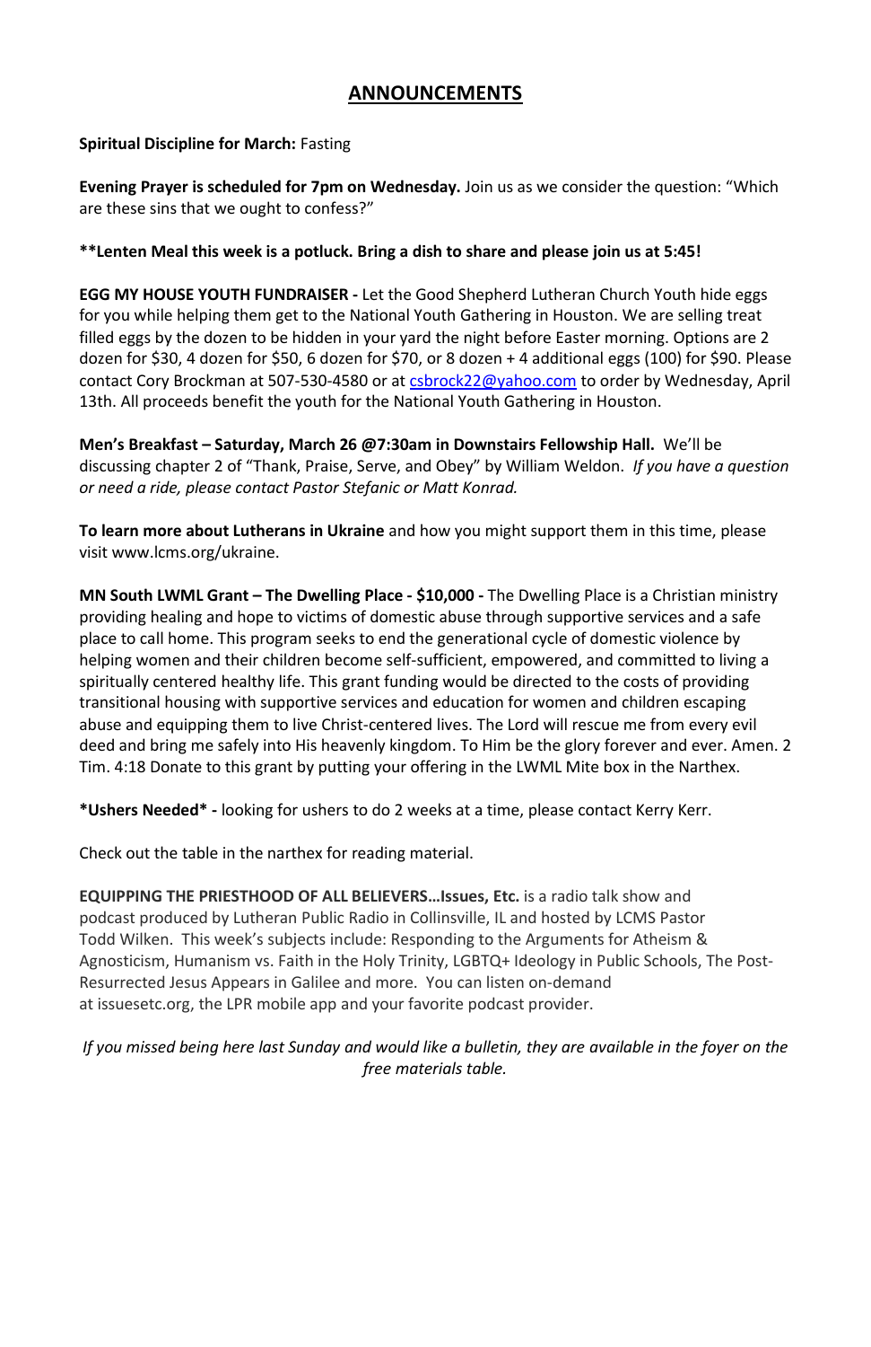# ANNOUNCEMENTS

**Spiritual Discipline for March:** Fasting

**Evening Prayer is scheduled for 7pm on Wednesday.** Join us as we consider the question: "Which are these sins that we ought to confess?"

****Lenten Meal this week is a potluck. Bring a dish to share and please join us at 5:45!**

**EGG MY HOUSE YOUTH FUNDRAISER -** Let the Good Shepherd Lutheran Church Youth hide eggs for you while helping them get to the National Youth Gathering in Houston. We are selling treat filled eggs by the dozen to be hidden in your yard the night before Easter morning. Options are 2 dozen for $30, 4 dozen for $50, 6 dozen for $70, or 8 dozen + 4 additional eggs (100) for $90. Please contact Cory Brockman at 507-530-4580 or at csbrock22@yahoo.com to order by Wednesday, April 13th. All proceeds benefit the youth for the National Youth Gathering in Houston.

**Men's Breakfast – Saturday, March 26 @7:30am in Downstairs Fellowship Hall.** We'll be discussing chapter 2 of "Thank, Praise, Serve, and Obey" by William Weldon. *If you have a question or need a ride, please contact Pastor Stefanic or Matt Konrad.*

**To learn more about Lutherans in Ukraine** and how you might support them in this time, please visit www.lcms.org/ukraine.

**MN South LWML Grant – The Dwelling Place - $10,000 -** The Dwelling Place is a Christian ministry providing healing and hope to victims of domestic abuse through supportive services and a safe place to call home. This program seeks to end the generational cycle of domestic violence by helping women and their children become self-sufficient, empowered, and committed to living a spiritually centered healthy life. This grant funding would be directed to the costs of providing transitional housing with supportive services and education for women and children escaping abuse and equipping them to live Christ-centered lives. The Lord will rescue me from every evil deed and bring me safely into His heavenly kingdom. To Him be the glory forever and ever. Amen. 2 Tim. 4:18 Donate to this grant by putting your offering in the LWML Mite box in the Narthex.

***Ushers Needed* -** looking for ushers to do 2 weeks at a time, please contact Kerry Kerr.

Check out the table in the narthex for reading material.

**EQUIPPING THE PRIESTHOOD OF ALL BELIEVERS…Issues, Etc.** is a radio talk show and podcast produced by Lutheran Public Radio in Collinsville, IL and hosted by LCMS Pastor Todd Wilken. This week's subjects include: Responding to the Arguments for Atheism & Agnosticism, Humanism vs. Faith in the Holy Trinity, LGBTQ+ Ideology in Public Schools, The Post-Resurrected Jesus Appears in Galilee and more. You can listen on-demand at issuesetc.org, the LPR mobile app and your favorite podcast provider.

*If you missed being here last Sunday and would like a bulletin, they are available in the foyer on the free materials table.*